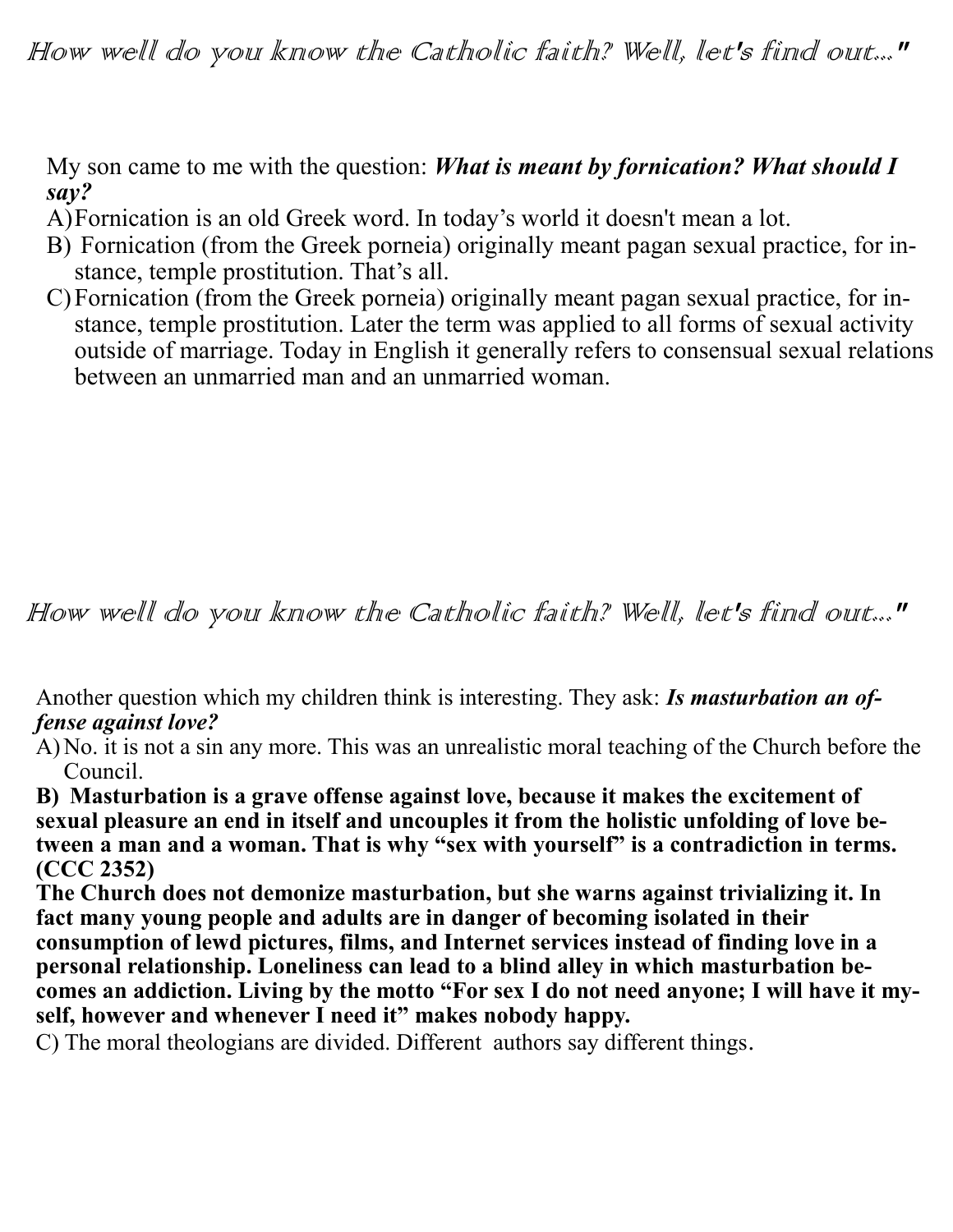*How well do you know the Catholic faith? Well, let's find out..."*

My son came to me with the question: ***What is meant by fornication? What should I say?***

A) Fornication is an old Greek word. In today's world it doesn't mean a lot.

B) Fornication (from the Greek porneia) originally meant pagan sexual practice, for instance, temple prostitution. That's all.

C) Fornication (from the Greek porneia) originally meant pagan sexual practice, for instance, temple prostitution. Later the term was applied to all forms of sexual activity outside of marriage. Today in English it generally refers to consensual sexual relations between an unmarried man and an unmarried woman.

*How well do you know the Catholic faith? Well, let's find out..."*

Another question which my children think is interesting. They ask: ***Is masturbation an offense against love?***

A) No. it is not a sin any more. This was an unrealistic moral teaching of the Church before the Council.

**B) Masturbation is a grave offense against love, because it makes the excitement of sexual pleasure an end in itself and uncouples it from the holistic unfolding of love between a man and a woman. That is why "sex with yourself" is a contradiction in terms. (CCC 2352)**

**The Church does not demonize masturbation, but she warns against trivializing it. In fact many young people and adults are in danger of becoming isolated in their consumption of lewd pictures, films, and Internet services instead of finding love in a personal relationship. Loneliness can lead to a blind alley in which masturbation becomes an addiction. Living by the motto "For sex I do not need anyone; I will have it myself, however and whenever I need it" makes nobody happy.**

C) The moral theologians are divided. Different authors say different things.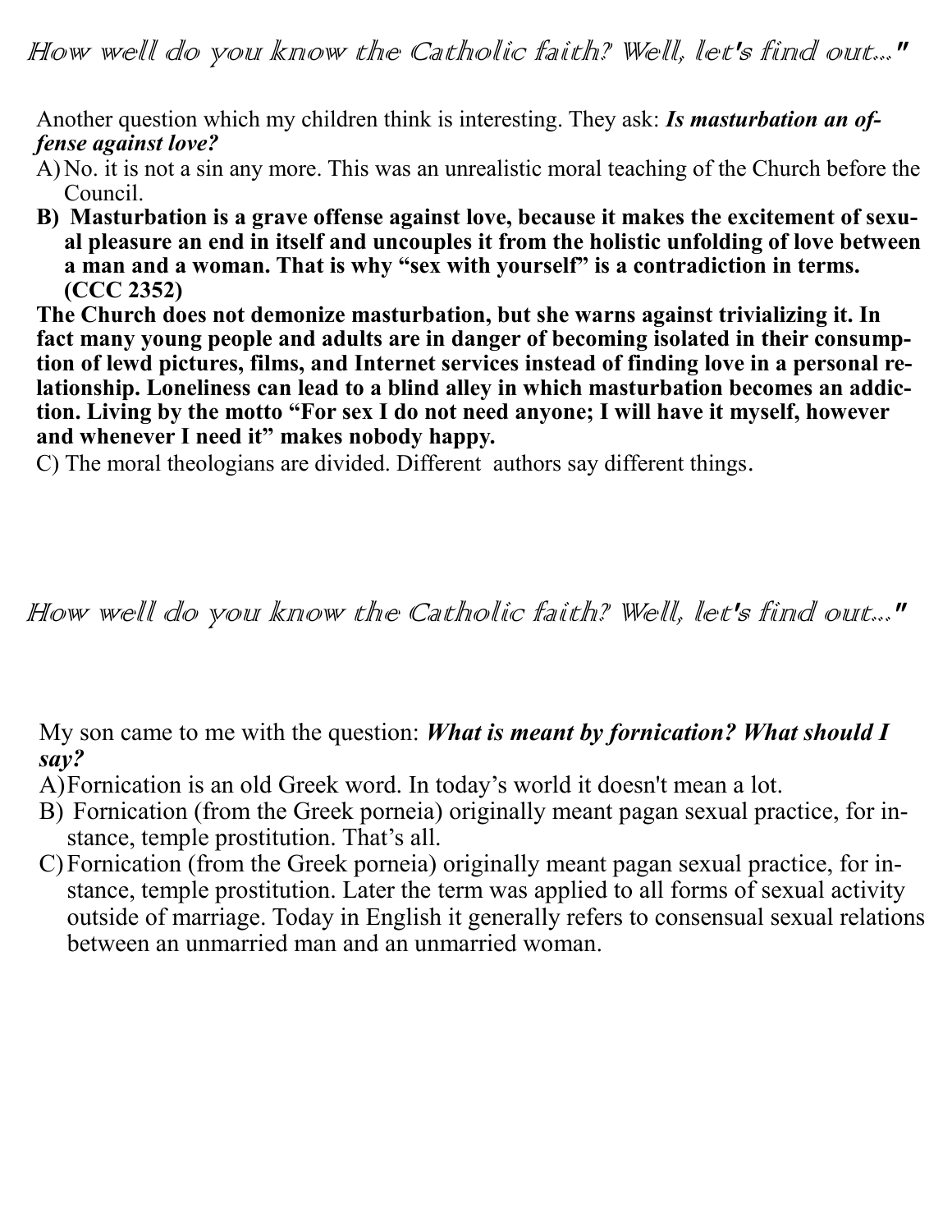## *How well do you know the Catholic faith? Well, let's find out..."*

Another question which my children think is interesting. They ask: ***Is masturbation an offense against love?***

A) No. it is not a sin any more. This was an unrealistic moral teaching of the Church before the Council.

**B) Masturbation is a grave offense against love, because it makes the excitement of sexual pleasure an end in itself and uncouples it from the holistic unfolding of love between a man and a woman. That is why "sex with yourself" is a contradiction in terms. (CCC 2352)**

**The Church does not demonize masturbation, but she warns against trivializing it. In fact many young people and adults are in danger of becoming isolated in their consumption of lewd pictures, films, and Internet services instead of finding love in a personal relationship. Loneliness can lead to a blind alley in which masturbation becomes an addiction. Living by the motto "For sex I do not need anyone; I will have it myself, however and whenever I need it" makes nobody happy.**

C) The moral theologians are divided. Different authors say different things.

## *How well do you know the Catholic faith? Well, let's find out..."*

My son came to me with the question: ***What is meant by fornication? What should I say?***

A) Fornication is an old Greek word. In today's world it doesn't mean a lot.

B) Fornication (from the Greek porneia) originally meant pagan sexual practice, for instance, temple prostitution. That's all.

C) Fornication (from the Greek porneia) originally meant pagan sexual practice, for instance, temple prostitution. Later the term was applied to all forms of sexual activity outside of marriage. Today in English it generally refers to consensual sexual relations between an unmarried man and an unmarried woman.